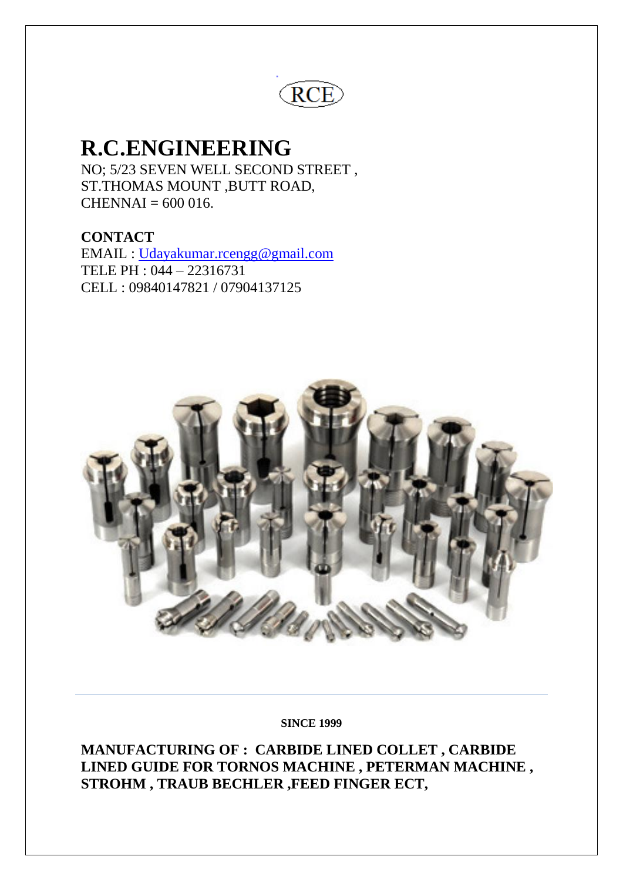RCE

# R.C.ENGINEERING

NO; 5/23 SEVEN WELL SECOND STREET ,
ST.THOMAS MOUNT ,BUTT ROAD,
CHENNAI = 600 016.

**CONTACT**

EMAIL : Udayakumar.rcengg@gmail.com
TELE PH : 044 – 22316731
CELL : 09840147821 / 07904137125

**SINCE 1999**

**MANUFACTURING OF : CARBIDE LINED COLLET , CARBIDE LINED GUIDE FOR TORNOS MACHINE , PETERMAN MACHINE , STROHM , TRAUB BECHLER ,FEED FINGER ECT,**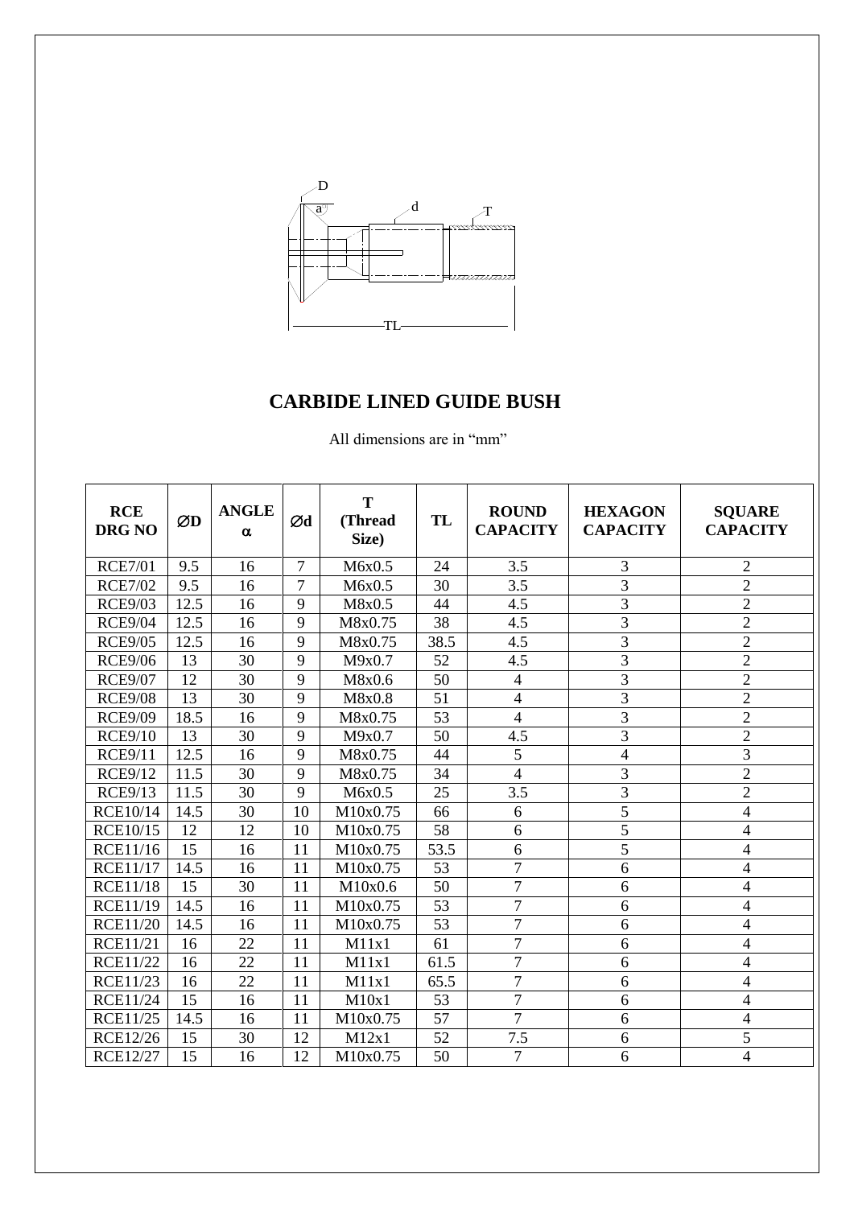# CARBIDE LINED GUIDE BUSH

All dimensions are in "mm"

| RCE DRG NO | ∅D | ANGLE α | ∅d | T (Thread Size) | TL | ROUND CAPACITY | HEXAGON CAPACITY | SQUARE CAPACITY |
|---|---|---|---|---|---|---|---|---|
| RCE7/01 | 9.5 | 16 | 7 | M6x0.5 | 24 | 3.5 | 3 | 2 |
| RCE7/02 | 9.5 | 16 | 7 | M6x0.5 | 30 | 3.5 | 3 | 2 |
| RCE9/03 | 12.5 | 16 | 9 | M8x0.5 | 44 | 4.5 | 3 | 2 |
| RCE9/04 | 12.5 | 16 | 9 | M8x0.75 | 38 | 4.5 | 3 | 2 |
| RCE9/05 | 12.5 | 16 | 9 | M8x0.75 | 38.5 | 4.5 | 3 | 2 |
| RCE9/06 | 13 | 30 | 9 | M9x0.7 | 52 | 4.5 | 3 | 2 |
| RCE9/07 | 12 | 30 | 9 | M8x0.6 | 50 | 4 | 3 | 2 |
| RCE9/08 | 13 | 30 | 9 | M8x0.8 | 51 | 4 | 3 | 2 |
| RCE9/09 | 18.5 | 16 | 9 | M8x0.75 | 53 | 4 | 3 | 2 |
| RCE9/10 | 13 | 30 | 9 | M9x0.7 | 50 | 4.5 | 3 | 2 |
| RCE9/11 | 12.5 | 16 | 9 | M8x0.75 | 44 | 5 | 4 | 3 |
| RCE9/12 | 11.5 | 30 | 9 | M8x0.75 | 34 | 4 | 3 | 2 |
| RCE9/13 | 11.5 | 30 | 9 | M6x0.5 | 25 | 3.5 | 3 | 2 |
| RCE10/14 | 14.5 | 30 | 10 | M10x0.75 | 66 | 6 | 5 | 4 |
| RCE10/15 | 12 | 12 | 10 | M10x0.75 | 58 | 6 | 5 | 4 |
| RCE11/16 | 15 | 16 | 11 | M10x0.75 | 53.5 | 6 | 5 | 4 |
| RCE11/17 | 14.5 | 16 | 11 | M10x0.75 | 53 | 7 | 6 | 4 |
| RCE11/18 | 15 | 30 | 11 | M10x0.6 | 50 | 7 | 6 | 4 |
| RCE11/19 | 14.5 | 16 | 11 | M10x0.75 | 53 | 7 | 6 | 4 |
| RCE11/20 | 14.5 | 16 | 11 | M10x0.75 | 53 | 7 | 6 | 4 |
| RCE11/21 | 16 | 22 | 11 | M11x1 | 61 | 7 | 6 | 4 |
| RCE11/22 | 16 | 22 | 11 | M11x1 | 61.5 | 7 | 6 | 4 |
| RCE11/23 | 16 | 22 | 11 | M11x1 | 65.5 | 7 | 6 | 4 |
| RCE11/24 | 15 | 16 | 11 | M10x1 | 53 | 7 | 6 | 4 |
| RCE11/25 | 14.5 | 16 | 11 | M10x0.75 | 57 | 7 | 6 | 4 |
| RCE12/26 | 15 | 30 | 12 | M12x1 | 52 | 7.5 | 6 | 5 |
| RCE12/27 | 15 | 16 | 12 | M10x0.75 | 50 | 7 | 6 | 4 |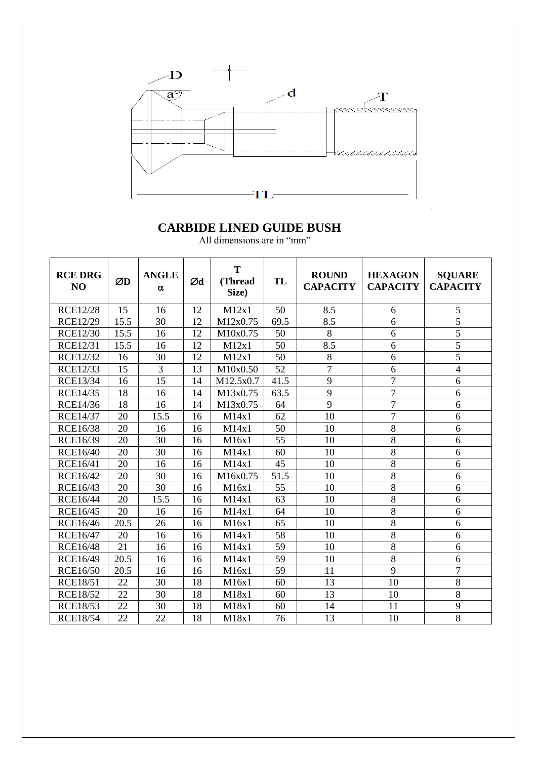## CARBIDE LINED GUIDE BUSH

All dimensions are in "mm"

| RCE DRG NO | ∅D | ANGLE α | ∅d | T (Thread Size) | TL | ROUND CAPACITY | HEXAGON CAPACITY | SQUARE CAPACITY |
|---|---|---|---|---|---|---|---|---|
| RCE12/28 | 15 | 16 | 12 | M12x1 | 50 | 8.5 | 6 | 5 |
| RCE12/29 | 15.5 | 30 | 12 | M12x0.75 | 69.5 | 8.5 | 6 | 5 |
| RCE12/30 | 15.5 | 16 | 12 | M10x0.75 | 50 | 8 | 6 | 5 |
| RCE12/31 | 15.5 | 16 | 12 | M12x1 | 50 | 8.5 | 6 | 5 |
| RCE12/32 | 16 | 30 | 12 | M12x1 | 50 | 8 | 6 | 5 |
| RCE12/33 | 15 | 3 | 13 | M10x0.50 | 52 | 7 | 6 | 4 |
| RCE13/34 | 16 | 15 | 14 | M12.5x0.7 | 41.5 | 9 | 7 | 6 |
| RCE14/35 | 18 | 16 | 14 | M13x0.75 | 63.5 | 9 | 7 | 6 |
| RCE14/36 | 18 | 16 | 14 | M13x0.75 | 64 | 9 | 7 | 6 |
| RCE14/37 | 20 | 15.5 | 16 | M14x1 | 62 | 10 | 7 | 6 |
| RCE16/38 | 20 | 16 | 16 | M14x1 | 50 | 10 | 8 | 6 |
| RCE16/39 | 20 | 30 | 16 | M16x1 | 55 | 10 | 8 | 6 |
| RCE16/40 | 20 | 30 | 16 | M14x1 | 60 | 10 | 8 | 6 |
| RCE16/41 | 20 | 16 | 16 | M14x1 | 45 | 10 | 8 | 6 |
| RCE16/42 | 20 | 30 | 16 | M16x0.75 | 51.5 | 10 | 8 | 6 |
| RCE16/43 | 20 | 30 | 16 | M16x1 | 55 | 10 | 8 | 6 |
| RCE16/44 | 20 | 15.5 | 16 | M14x1 | 63 | 10 | 8 | 6 |
| RCE16/45 | 20 | 16 | 16 | M14x1 | 64 | 10 | 8 | 6 |
| RCE16/46 | 20.5 | 26 | 16 | M16x1 | 65 | 10 | 8 | 6 |
| RCE16/47 | 20 | 16 | 16 | M14x1 | 58 | 10 | 8 | 6 |
| RCE16/48 | 21 | 16 | 16 | M14x1 | 59 | 10 | 8 | 6 |
| RCE16/49 | 20.5 | 16 | 16 | M14x1 | 59 | 10 | 8 | 6 |
| RCE16/50 | 20.5 | 16 | 16 | M16x1 | 59 | 11 | 9 | 7 |
| RCE18/51 | 22 | 30 | 18 | M16x1 | 60 | 13 | 10 | 8 |
| RCE18/52 | 22 | 30 | 18 | M18x1 | 60 | 13 | 10 | 8 |
| RCE18/53 | 22 | 30 | 18 | M18x1 | 60 | 14 | 11 | 9 |
| RCE18/54 | 22 | 22 | 18 | M18x1 | 76 | 13 | 10 | 8 |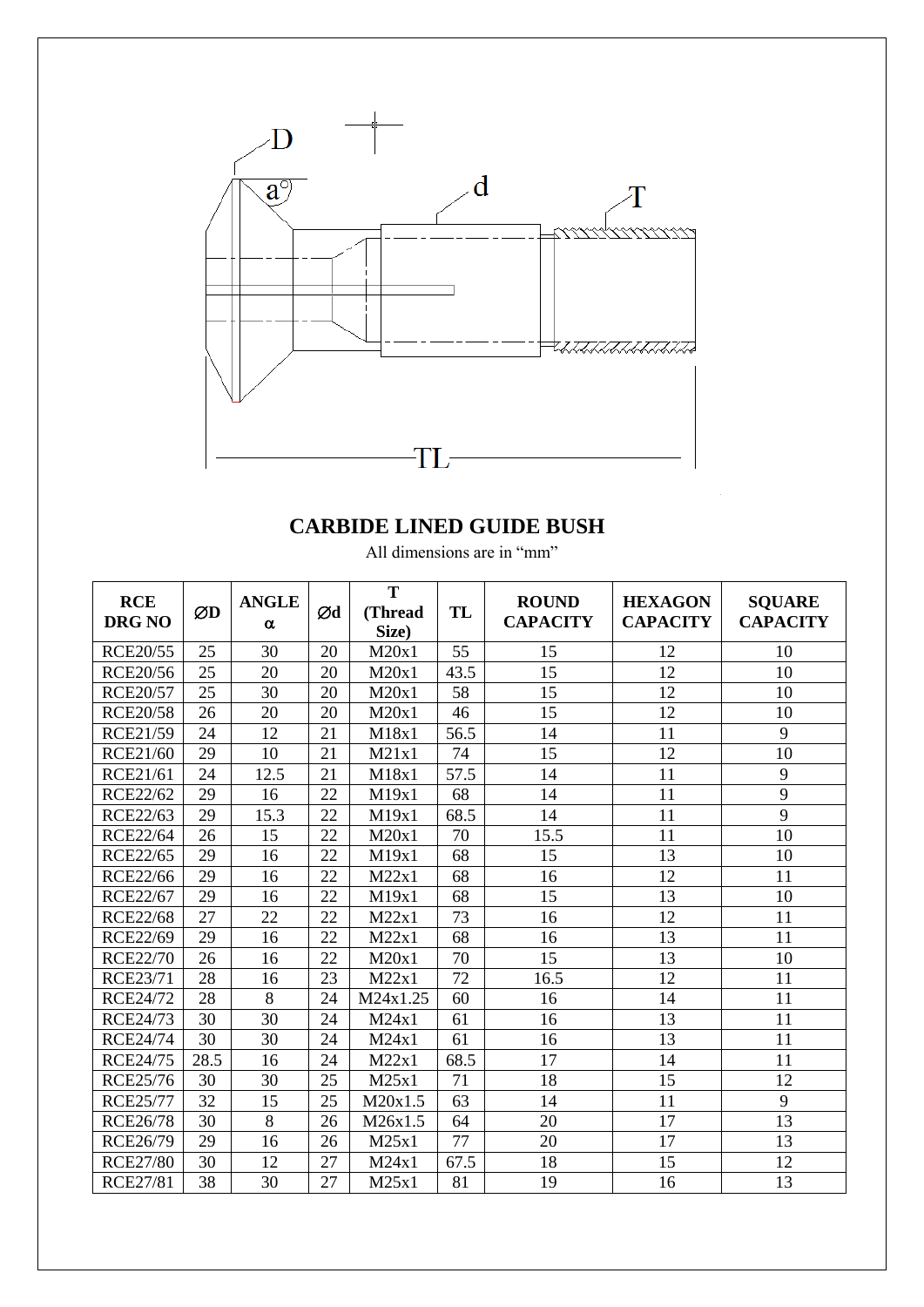## CARBIDE LINED GUIDE BUSH

All dimensions are in “mm”

| RCE DRG NO | ∅D | ANGLE α | ∅d | T (Thread Size) | TL | ROUND CAPACITY | HEXAGON CAPACITY | SQUARE CAPACITY |
|---|---|---|---|---|---|---|---|---|
| RCE20/55 | 25 | 30 | 20 | M20x1 | 55 | 15 | 12 | 10 |
| RCE20/56 | 25 | 20 | 20 | M20x1 | 43.5 | 15 | 12 | 10 |
| RCE20/57 | 25 | 30 | 20 | M20x1 | 58 | 15 | 12 | 10 |
| RCE20/58 | 26 | 20 | 20 | M20x1 | 46 | 15 | 12 | 10 |
| RCE21/59 | 24 | 12 | 21 | M18x1 | 56.5 | 14 | 11 | 9 |
| RCE21/60 | 29 | 10 | 21 | M21x1 | 74 | 15 | 12 | 10 |
| RCE21/61 | 24 | 12.5 | 21 | M18x1 | 57.5 | 14 | 11 | 9 |
| RCE22/62 | 29 | 16 | 22 | M19x1 | 68 | 14 | 11 | 9 |
| RCE22/63 | 29 | 15.3 | 22 | M19x1 | 68.5 | 14 | 11 | 9 |
| RCE22/64 | 26 | 15 | 22 | M20x1 | 70 | 15.5 | 11 | 10 |
| RCE22/65 | 29 | 16 | 22 | M19x1 | 68 | 15 | 13 | 10 |
| RCE22/66 | 29 | 16 | 22 | M22x1 | 68 | 16 | 12 | 11 |
| RCE22/67 | 29 | 16 | 22 | M19x1 | 68 | 15 | 13 | 10 |
| RCE22/68 | 27 | 22 | 22 | M22x1 | 73 | 16 | 12 | 11 |
| RCE22/69 | 29 | 16 | 22 | M22x1 | 68 | 16 | 13 | 11 |
| RCE22/70 | 26 | 16 | 22 | M20x1 | 70 | 15 | 13 | 10 |
| RCE23/71 | 28 | 16 | 23 | M22x1 | 72 | 16.5 | 12 | 11 |
| RCE24/72 | 28 | 8 | 24 | M24x1.25 | 60 | 16 | 14 | 11 |
| RCE24/73 | 30 | 30 | 24 | M24x1 | 61 | 16 | 13 | 11 |
| RCE24/74 | 30 | 30 | 24 | M24x1 | 61 | 16 | 13 | 11 |
| RCE24/75 | 28.5 | 16 | 24 | M22x1 | 68.5 | 17 | 14 | 11 |
| RCE25/76 | 30 | 30 | 25 | M25x1 | 71 | 18 | 15 | 12 |
| RCE25/77 | 32 | 15 | 25 | M20x1.5 | 63 | 14 | 11 | 9 |
| RCE26/78 | 30 | 8 | 26 | M26x1.5 | 64 | 20 | 17 | 13 |
| RCE26/79 | 29 | 16 | 26 | M25x1 | 77 | 20 | 17 | 13 |
| RCE27/80 | 30 | 12 | 27 | M24x1 | 67.5 | 18 | 15 | 12 |
| RCE27/81 | 38 | 30 | 27 | M25x1 | 81 | 19 | 16 | 13 |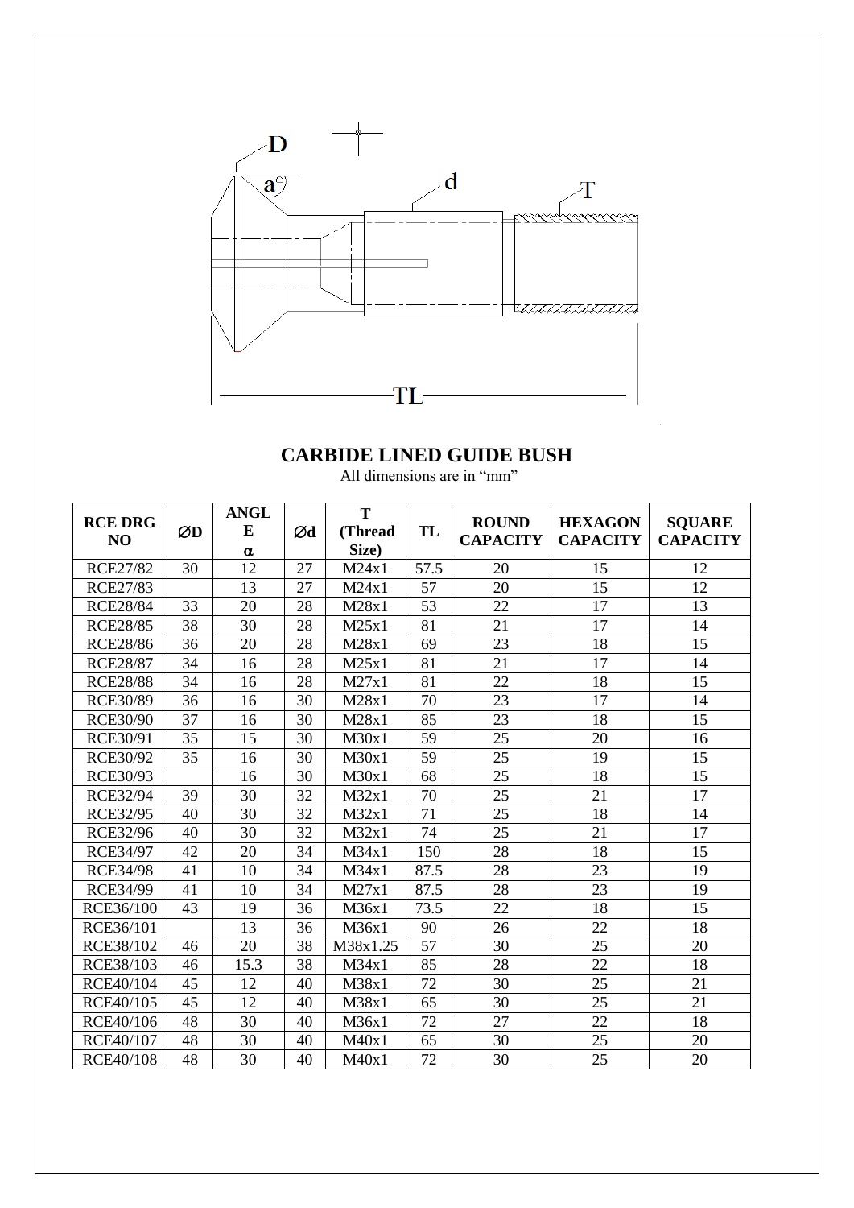# CARBIDE LINED GUIDE BUSH

All dimensions are in "mm"

| RCE DRG NO | ØD | ANGLE α | Ød | T (Thread Size) | TL | ROUND CAPACITY | HEXAGON CAPACITY | SQUARE CAPACITY |
|---|---|---|---|---|---|---|---|---|
| RCE27/82 | 30 | 12 | 27 | M24x1 | 57.5 | 20 | 15 | 12 |
| RCE27/83 | | 13 | 27 | M24x1 | 57 | 20 | 15 | 12 |
| RCE28/84 | 33 | 20 | 28 | M28x1 | 53 | 22 | 17 | 13 |
| RCE28/85 | 38 | 30 | 28 | M25x1 | 81 | 21 | 17 | 14 |
| RCE28/86 | 36 | 20 | 28 | M28x1 | 69 | 23 | 18 | 15 |
| RCE28/87 | 34 | 16 | 28 | M25x1 | 81 | 21 | 17 | 14 |
| RCE28/88 | 34 | 16 | 28 | M27x1 | 81 | 22 | 18 | 15 |
| RCE30/89 | 36 | 16 | 30 | M28x1 | 70 | 23 | 17 | 14 |
| RCE30/90 | 37 | 16 | 30 | M28x1 | 85 | 23 | 18 | 15 |
| RCE30/91 | 35 | 15 | 30 | M30x1 | 59 | 25 | 20 | 16 |
| RCE30/92 | 35 | 16 | 30 | M30x1 | 59 | 25 | 19 | 15 |
| RCE30/93 | | 16 | 30 | M30x1 | 68 | 25 | 18 | 15 |
| RCE32/94 | 39 | 30 | 32 | M32x1 | 70 | 25 | 21 | 17 |
| RCE32/95 | 40 | 30 | 32 | M32x1 | 71 | 25 | 18 | 14 |
| RCE32/96 | 40 | 30 | 32 | M32x1 | 74 | 25 | 21 | 17 |
| RCE34/97 | 42 | 20 | 34 | M34x1 | 150 | 28 | 18 | 15 |
| RCE34/98 | 41 | 10 | 34 | M34x1 | 87.5 | 28 | 23 | 19 |
| RCE34/99 | 41 | 10 | 34 | M27x1 | 87.5 | 28 | 23 | 19 |
| RCE36/100 | 43 | 19 | 36 | M36x1 | 73.5 | 22 | 18 | 15 |
| RCE36/101 | | 13 | 36 | M36x1 | 90 | 26 | 22 | 18 |
| RCE38/102 | 46 | 20 | 38 | M38x1.25 | 57 | 30 | 25 | 20 |
| RCE38/103 | 46 | 15.3 | 38 | M34x1 | 85 | 28 | 22 | 18 |
| RCE40/104 | 45 | 12 | 40 | M38x1 | 72 | 30 | 25 | 21 |
| RCE40/105 | 45 | 12 | 40 | M38x1 | 65 | 30 | 25 | 21 |
| RCE40/106 | 48 | 30 | 40 | M36x1 | 72 | 27 | 22 | 18 |
| RCE40/107 | 48 | 30 | 40 | M40x1 | 65 | 30 | 25 | 20 |
| RCE40/108 | 48 | 30 | 40 | M40x1 | 72 | 30 | 25 | 20 |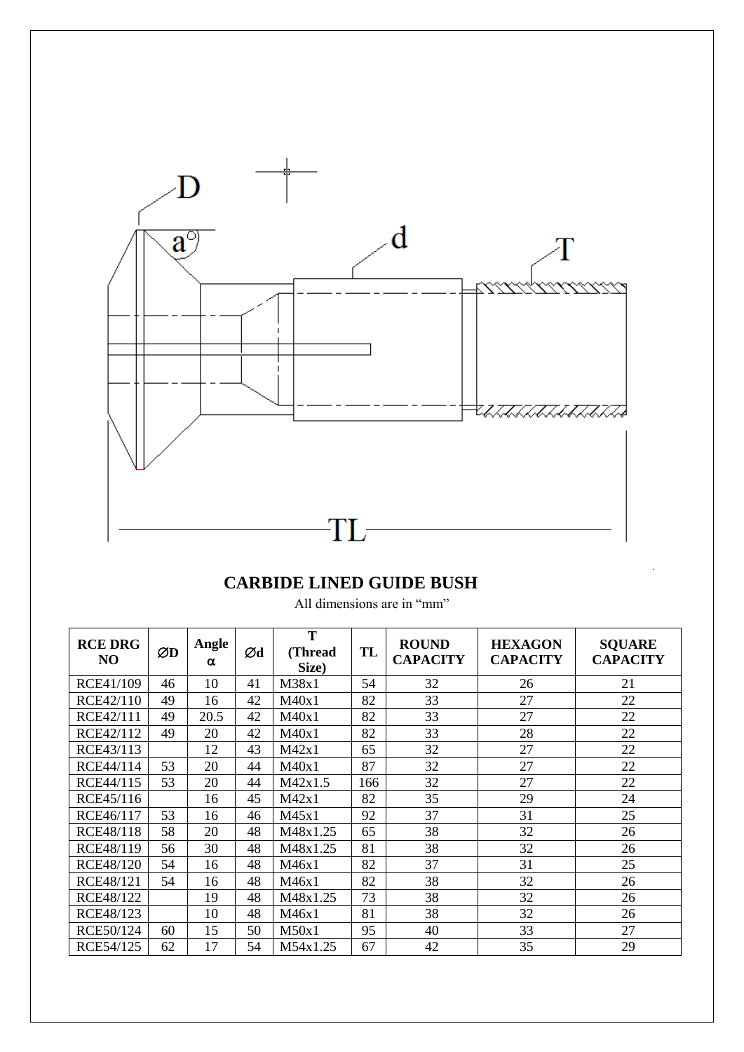## CARBIDE LINED GUIDE BUSH

All dimensions are in “mm”

| RCE DRG NO | ∅D | Angle α | ∅d | T (Thread Size) | TL | ROUND CAPACITY | HEXAGON CAPACITY | SQUARE CAPACITY |
|---|---|---|---|---|---|---|---|---|
| RCE41/109 | 46 | 10 | 41 | M38x1 | 54 | 32 | 26 | 21 |
| RCE42/110 | 49 | 16 | 42 | M40x1 | 82 | 33 | 27 | 22 |
| RCE42/111 | 49 | 20.5 | 42 | M40x1 | 82 | 33 | 27 | 22 |
| RCE42/112 | 49 | 20 | 42 | M40x1 | 82 | 33 | 28 | 22 |
| RCE43/113 | | 12 | 43 | M42x1 | 65 | 32 | 27 | 22 |
| RCE44/114 | 53 | 20 | 44 | M40x1 | 87 | 32 | 27 | 22 |
| RCE44/115 | 53 | 20 | 44 | M42x1.5 | 166 | 32 | 27 | 22 |
| RCE45/116 | | 16 | 45 | M42x1 | 82 | 35 | 29 | 24 |
| RCE46/117 | 53 | 16 | 46 | M45x1 | 92 | 37 | 31 | 25 |
| RCE48/118 | 58 | 20 | 48 | M48x1.25 | 65 | 38 | 32 | 26 |
| RCE48/119 | 56 | 30 | 48 | M48x1.25 | 81 | 38 | 32 | 26 |
| RCE48/120 | 54 | 16 | 48 | M46x1 | 82 | 37 | 31 | 25 |
| RCE48/121 | 54 | 16 | 48 | M46x1 | 82 | 38 | 32 | 26 |
| RCE48/122 | | 19 | 48 | M48x1.25 | 73 | 38 | 32 | 26 |
| RCE48/123 | | 10 | 48 | M46x1 | 81 | 38 | 32 | 26 |
| RCE50/124 | 60 | 15 | 50 | M50x1 | 95 | 40 | 33 | 27 |
| RCE54/125 | 62 | 17 | 54 | M54x1.25 | 67 | 42 | 35 | 29 |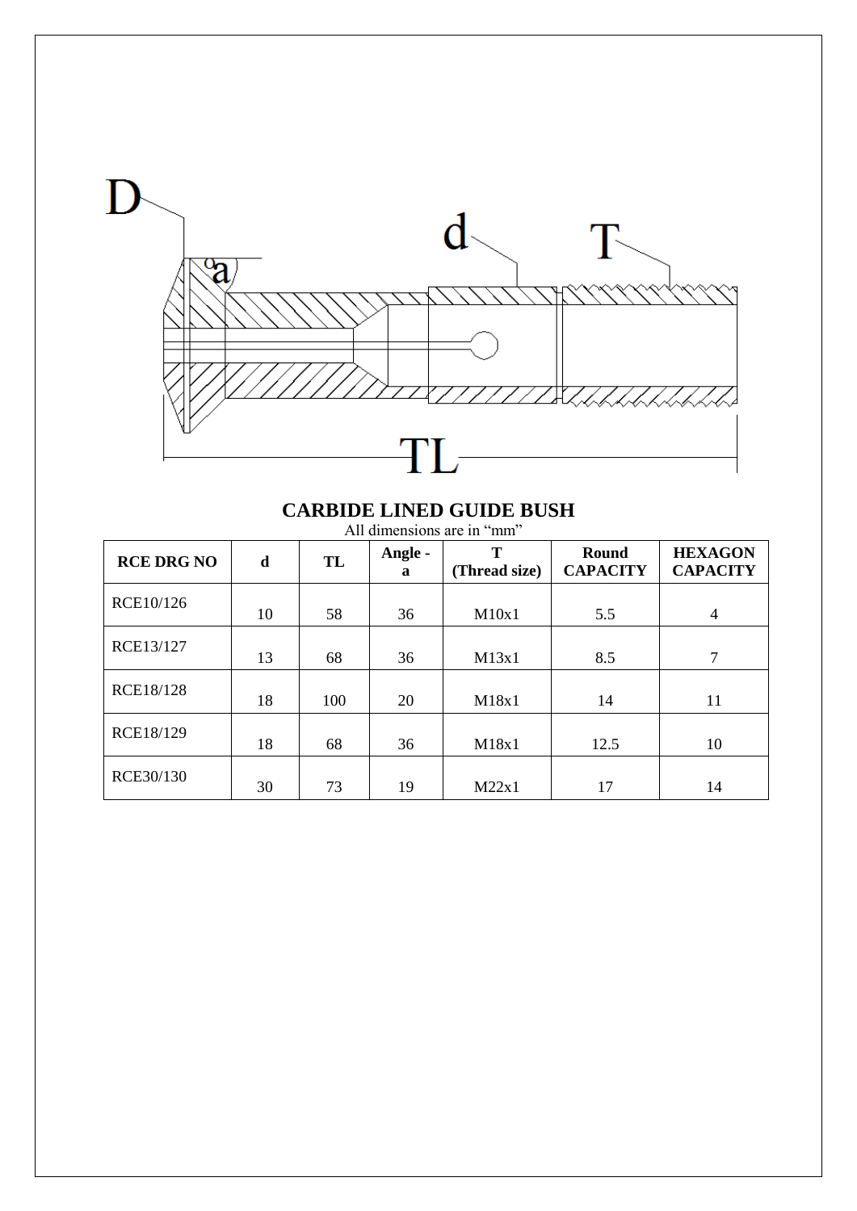D

a

d

T

TL

## CARBIDE LINED GUIDE BUSH

All dimensions are in "mm"

| RCE DRG NO | d | TL | Angle - a | T (Thread size) | Round CAPACITY | HEXAGON CAPACITY |
|---|---|---|---|---|---|---|
| RCE10/126 | 10 | 58 | 36 | M10x1 | 5.5 | 4 |
| RCE13/127 | 13 | 68 | 36 | M13x1 | 8.5 | 7 |
| RCE18/128 | 18 | 100 | 20 | M18x1 | 14 | 11 |
| RCE18/129 | 18 | 68 | 36 | M18x1 | 12.5 | 10 |
| RCE30/130 | 30 | 73 | 19 | M22x1 | 17 | 14 |